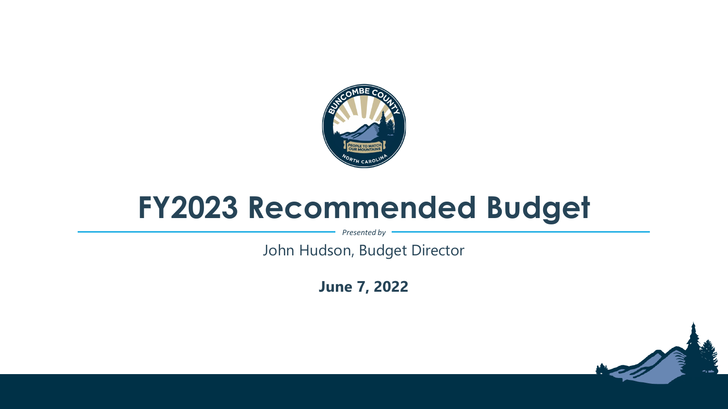# FY2023 Recommended Budget

*Presented by*

John Hudson, Budget Director

**June 7, 2022**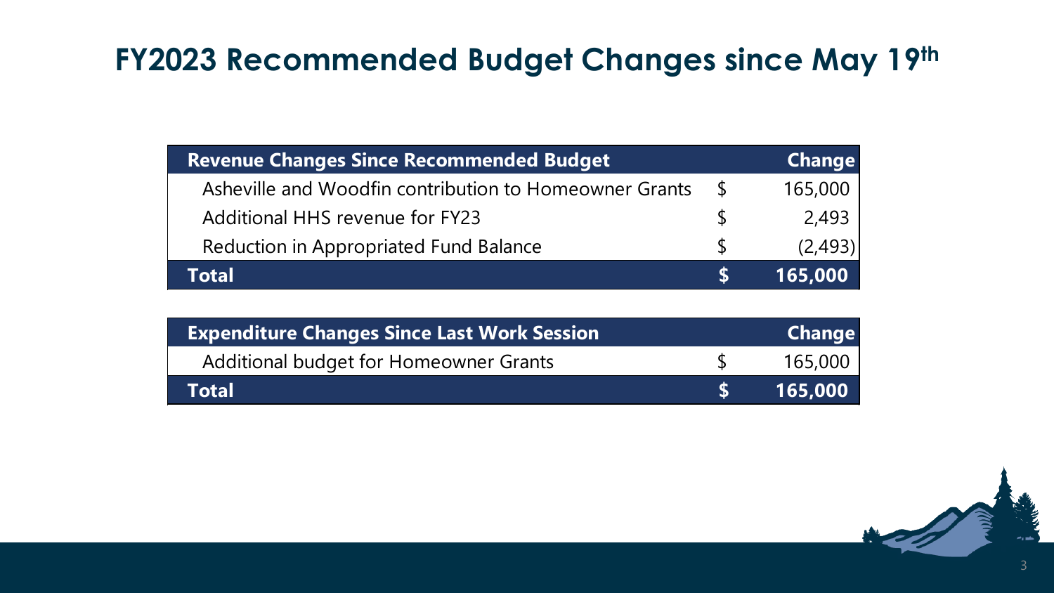# FY2023 Recommended Budget Changes since May 19th

| Revenue Changes Since Recommended Budget | | Change |
|---|---|---|
| Asheville and Woodfin contribution to Homeowner Grants | $ | 165,000 |
| Additional HHS revenue for FY23 | $ | 2,493 |
| Reduction in Appropriated Fund Balance | $ | (2,493) |
| **Total** | **$** | **165,000** |

| Expenditure Changes Since Last Work Session | | Change |
|---|---|---|
| Additional budget for Homeowner Grants | $ | 165,000 |
| **Total** | **$** | **165,000** |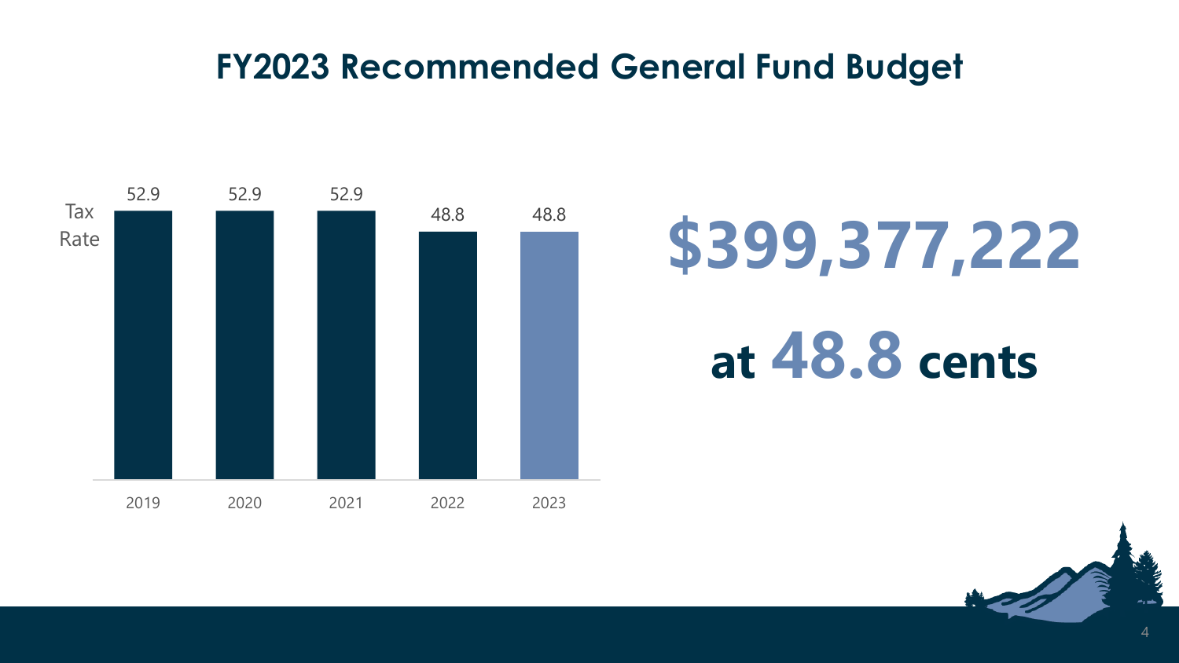# FY2023 Recommended General Fund Budget

| Year | Tax Rate |
|---|---|
| 2019 | 52.9 |
| 2020 | 52.9 |
| 2021 | 52.9 |
| 2022 | 48.8 |
| 2023 | 48.8 |

**$399,377,222**

**at 48.8 cents**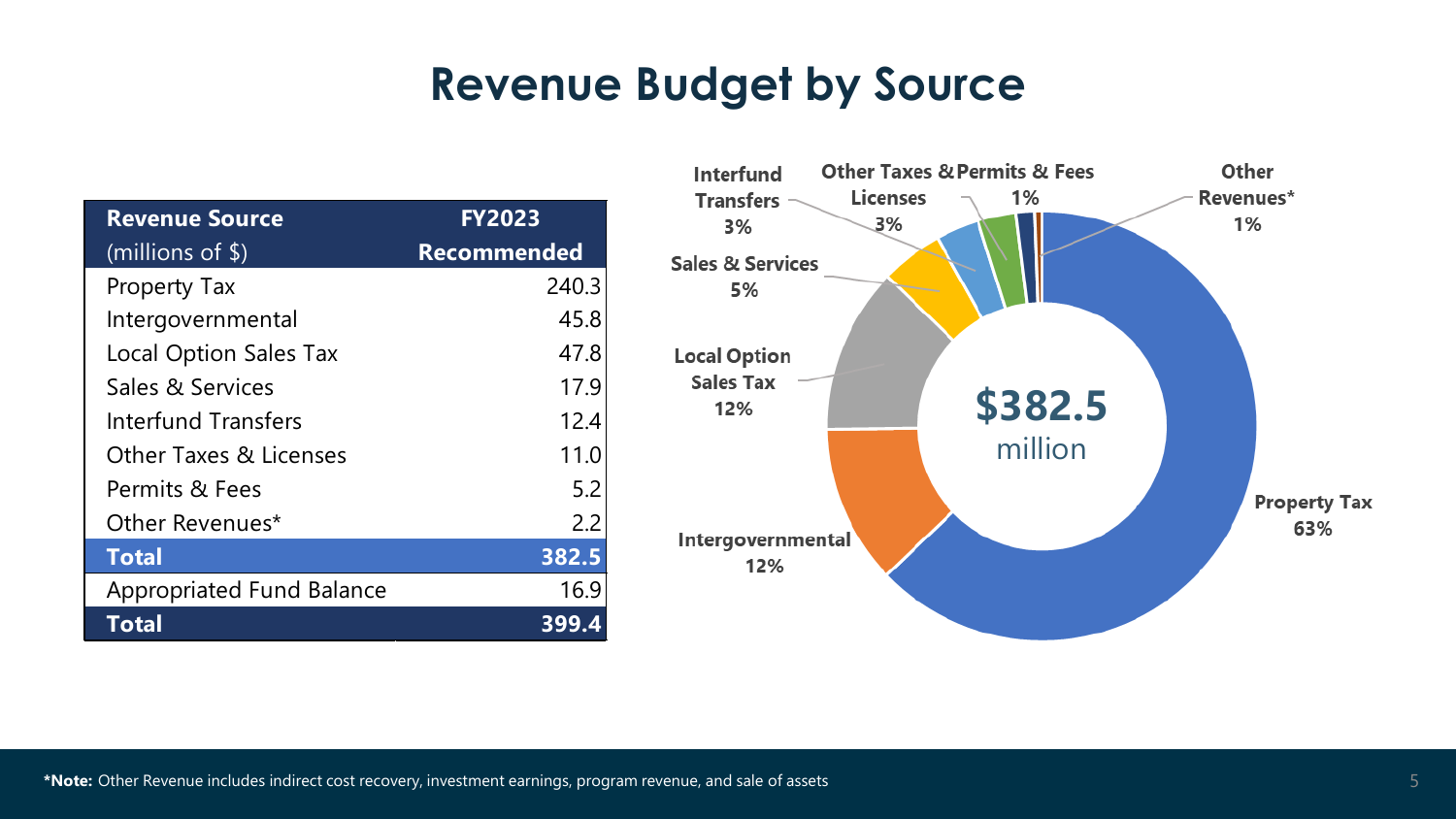# Revenue Budget by Source

| Revenue Source (millions of $) | FY2023 Recommended |
|---|---|
| Property Tax | 240.3 |
| Intergovernmental | 45.8 |
| Local Option Sales Tax | 47.8 |
| Sales & Services | 17.9 |
| Interfund Transfers | 12.4 |
| Other Taxes & Licenses | 11.0 |
| Permits & Fees | 5.2 |
| Other Revenues* | 2.2 |
| **Total** | **382.5** |
| Appropriated Fund Balance | 16.9 |
| **Total** | **399.4** |

**$382.5 million**

- Property Tax 63%
- Intergovernmental 12%
- Local Option Sales Tax 12%
- Sales & Services 5%
- Interfund Transfers 3%
- Other Taxes & Licenses 3%
- Permits & Fees 1%
- Other Revenues* 1%

***Note:** Other Revenue includes indirect cost recovery, investment earnings, program revenue, and sale of assets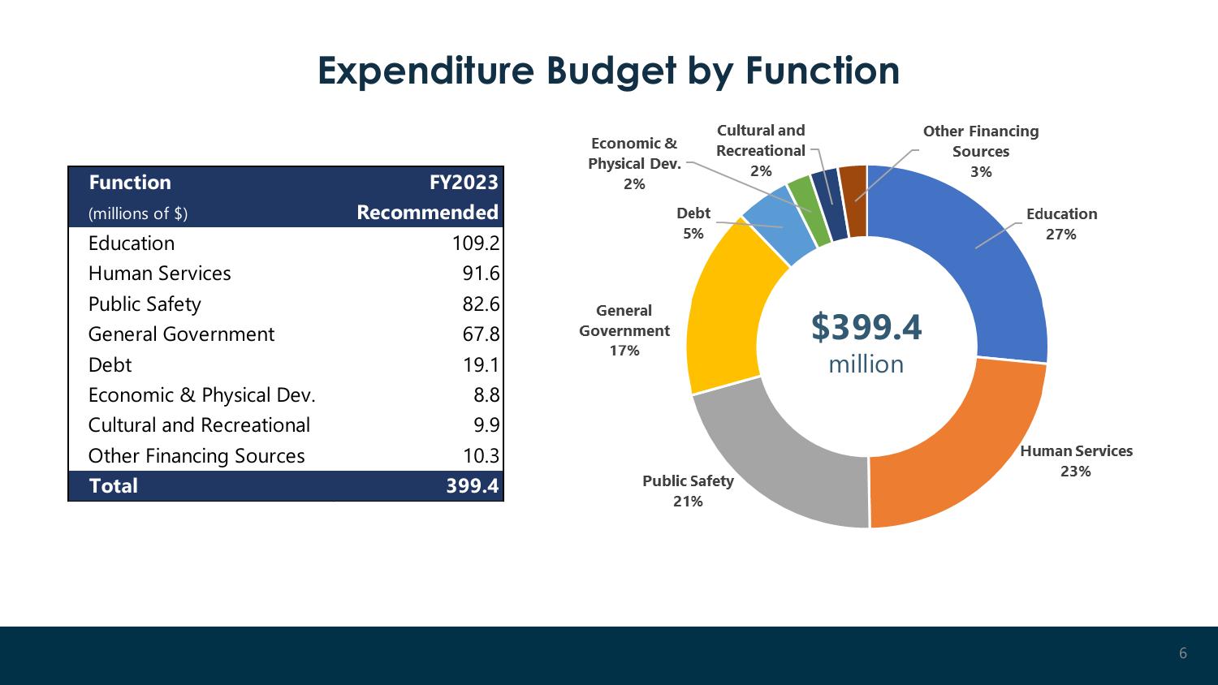# Expenditure Budget by Function

| Function (millions of $) | FY2023 Recommended |
|---|---|
| Education | 109.2 |
| Human Services | 91.6 |
| Public Safety | 82.6 |
| General Government | 67.8 |
| Debt | 19.1 |
| Economic & Physical Dev. | 8.8 |
| Cultural and Recreational | 9.9 |
| Other Financing Sources | 10.3 |
| **Total** | **399.4** |

$399.4 million

- Education 27%
- Human Services 23%
- Public Safety 21%
- General Government 17%
- Debt 5%
- Economic & Physical Dev. 2%
- Cultural and Recreational 2%
- Other Financing Sources 3%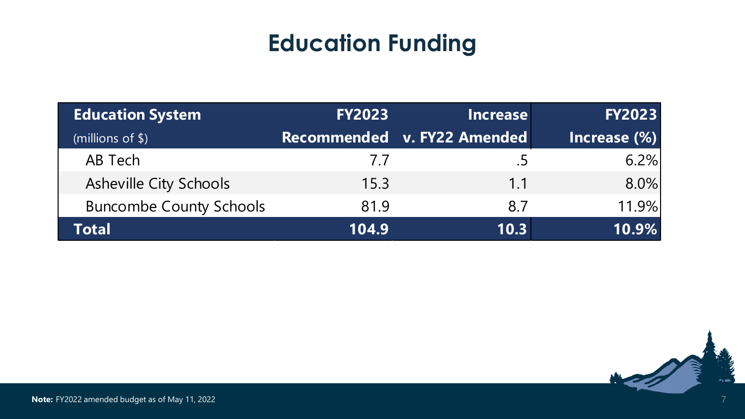# Education Funding

| Education System (millions of $) | FY2023 Recommended | Increase v. FY22 Amended | FY2023 Increase (%) |
|---|---|---|---|
| AB Tech | 7.7 | .5 | 6.2% |
| Asheville City Schools | 15.3 | 1.1 | 8.0% |
| Buncombe County Schools | 81.9 | 8.7 | 11.9% |
| **Total** | **104.9** | **10.3** | **10.9%** |

**Note:** FY2022 amended budget as of May 11, 2022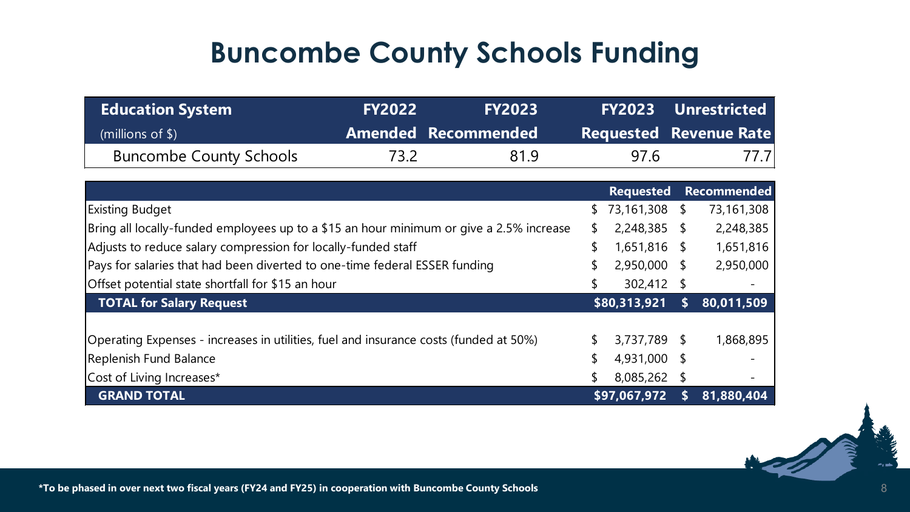# Buncombe County Schools Funding

| Education System (millions of $) | FY2022 Amended | FY2023 Recommended | FY2023 Requested | Unrestricted Revenue Rate |
|---|---|---|---|---|
| Buncombe County Schools | 73.2 | 81.9 | 97.6 | 77.7 |

| | Requested | Recommended |
|---|---|---|
| Existing Budget | $ 73,161,308 | $ 73,161,308 |
| Bring all locally-funded employees up to a $15 an hour minimum or give a 2.5% increase | $ 2,248,385 | $ 2,248,385 |
| Adjusts to reduce salary compression for locally-funded staff | $ 1,651,816 | $ 1,651,816 |
| Pays for salaries that had been diverted to one-time federal ESSER funding | $ 2,950,000 | $ 2,950,000 |
| Offset potential state shortfall for $15 an hour | $ 302,412 | $ - |
| **TOTAL for Salary Request** | **$80,313,921** | **$ 80,011,509** |
| | | |
| Operating Expenses - increases in utilities, fuel and insurance costs (funded at 50%) | $ 3,737,789 | $ 1,868,895 |
| Replenish Fund Balance | $ 4,931,000 | $ - |
| Cost of Living Increases* | $ 8,085,262 | $ - |
| **GRAND TOTAL** | **$97,067,972** | **$ 81,880,404** |

**\*To be phased in over next two fiscal years (FY24 and FY25) in cooperation with Buncombe County Schools**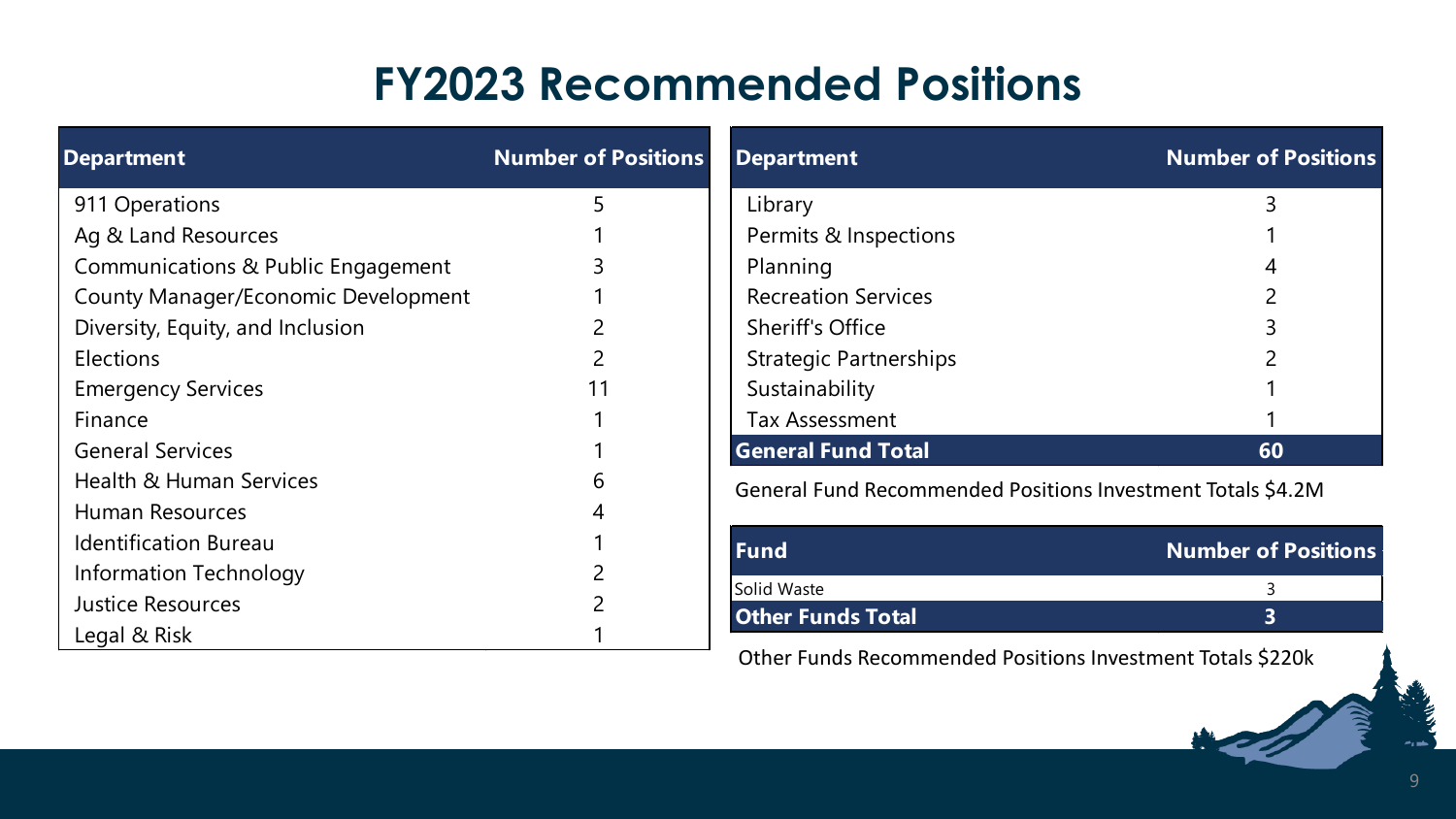# FY2023 Recommended Positions

| Department | Number of Positions |
|---|---|
| 911 Operations | 5 |
| Ag & Land Resources | 1 |
| Communications & Public Engagement | 3 |
| County Manager/Economic Development | 1 |
| Diversity, Equity, and Inclusion | 2 |
| Elections | 2 |
| Emergency Services | 11 |
| Finance | 1 |
| General Services | 1 |
| Health & Human Services | 6 |
| Human Resources | 4 |
| Identification Bureau | 1 |
| Information Technology | 2 |
| Justice Resources | 2 |
| Legal & Risk | 1 |
| Library | 3 |
| Permits & Inspections | 1 |
| Planning | 4 |
| Recreation Services | 2 |
| Sheriff's Office | 3 |
| Strategic Partnerships | 2 |
| Sustainability | 1 |
| Tax Assessment | 1 |
| **General Fund Total** | **60** |

General Fund Recommended Positions Investment Totals $4.2M

| Fund | Number of Positions |
|---|---|
| Solid Waste | 3 |
| **Other Funds Total** | **3** |

Other Funds Recommended Positions Investment Totals $220k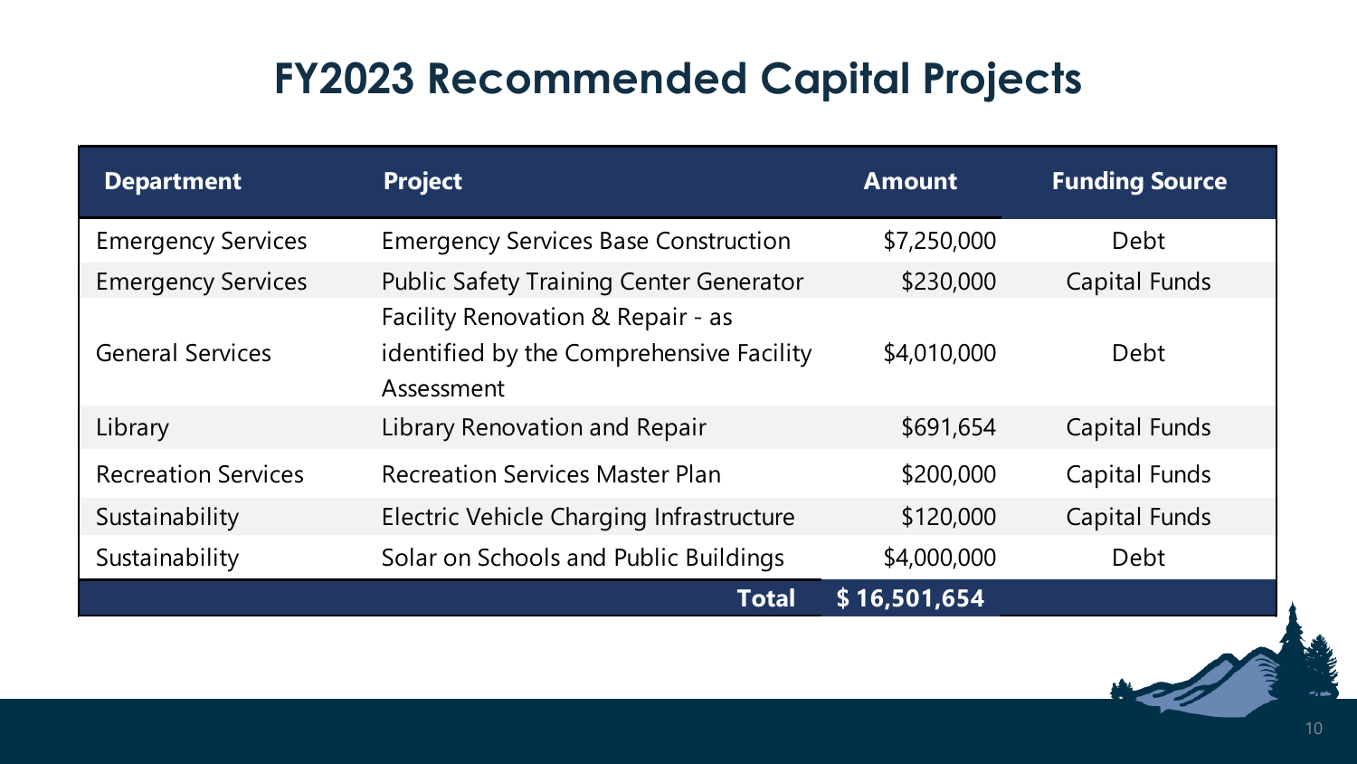# FY2023 Recommended Capital Projects

| Department | Project | Amount | Funding Source |
|---|---|---|---|
| Emergency Services | Emergency Services Base Construction | $7,250,000 | Debt |
| Emergency Services | Public Safety Training Center Generator | $230,000 | Capital Funds |
| General Services | Facility Renovation & Repair - as identified by the Comprehensive Facility Assessment | $4,010,000 | Debt |
| Library | Library Renovation and Repair | $691,654 | Capital Funds |
| Recreation Services | Recreation Services Master Plan | $200,000 | Capital Funds |
| Sustainability | Electric Vehicle Charging Infrastructure | $120,000 | Capital Funds |
| Sustainability | Solar on Schools and Public Buildings | $4,000,000 | Debt |
| | **Total** | **$ 16,501,654** | |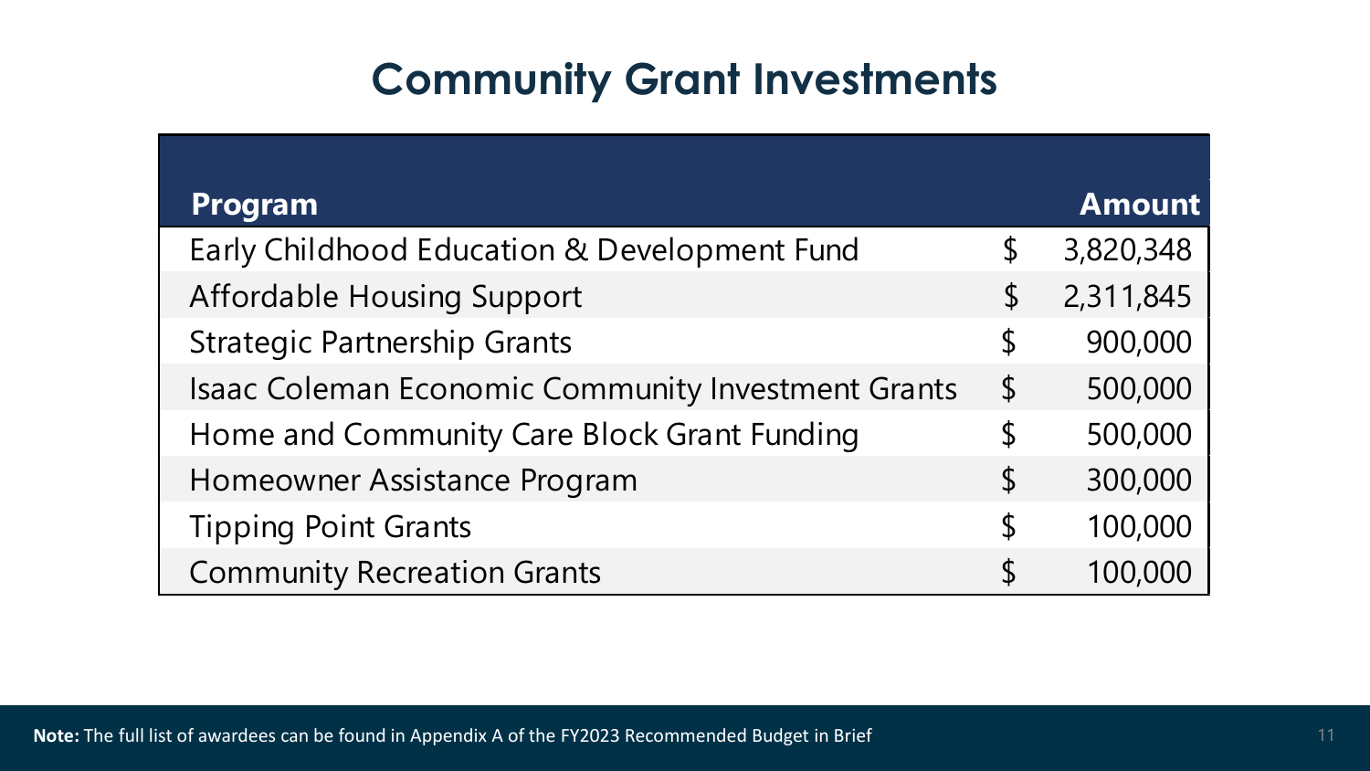# Community Grant Investments

| Program | Amount |
|---|---|
| Early Childhood Education & Development Fund | $ 3,820,348 |
| Affordable Housing Support | $ 2,311,845 |
| Strategic Partnership Grants | $ 900,000 |
| Isaac Coleman Economic Community Investment Grants | $ 500,000 |
| Home and Community Care Block Grant Funding | $ 500,000 |
| Homeowner Assistance Program | $ 300,000 |
| Tipping Point Grants | $ 100,000 |
| Community Recreation Grants | $ 100,000 |

**Note:** The full list of awardees can be found in Appendix A of the FY2023 Recommended Budget in Brief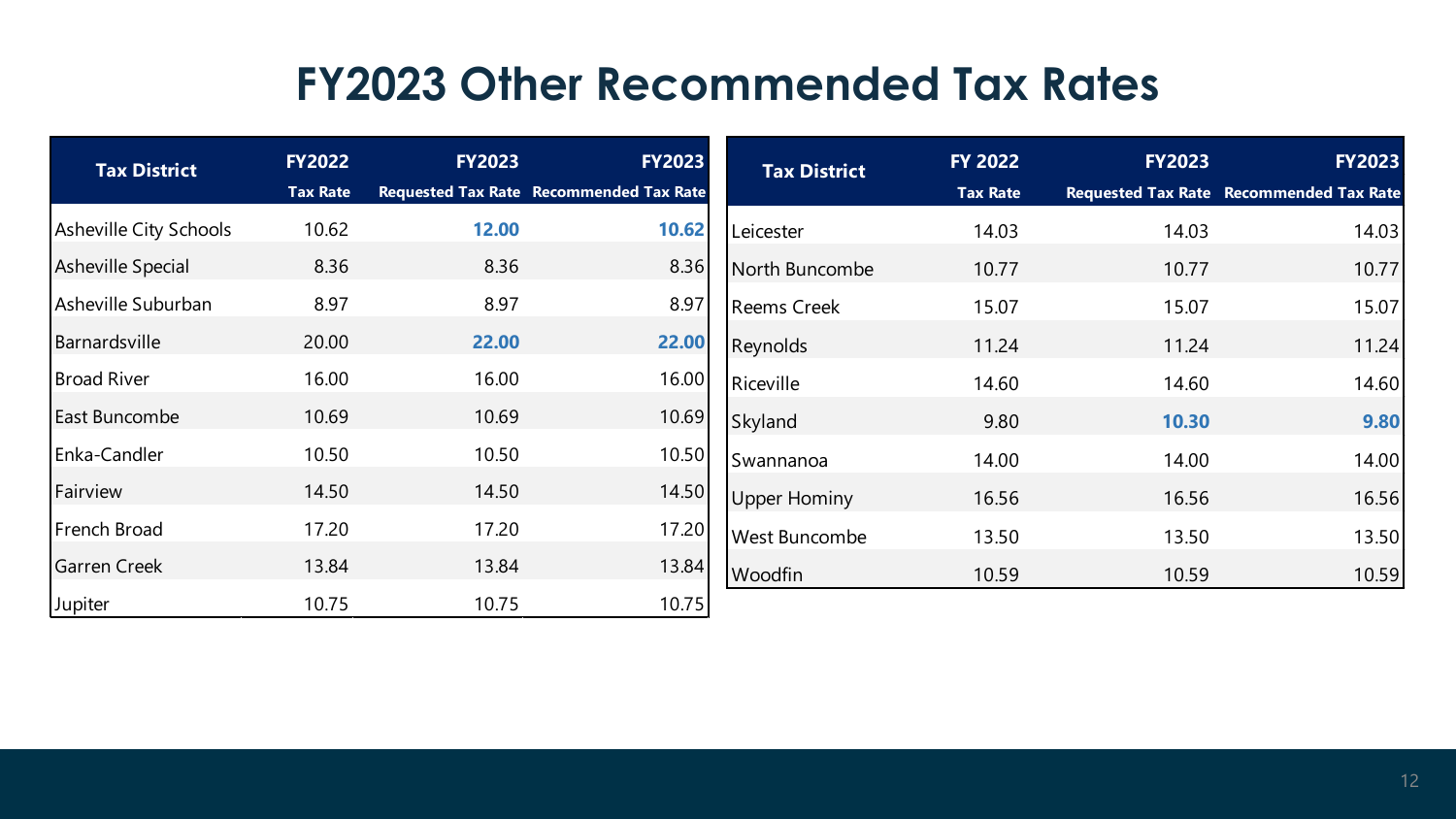# FY2023 Other Recommended Tax Rates

| Tax District | FY2022 Tax Rate | FY2023 Requested Tax Rate | FY2023 Recommended Tax Rate |
|---|---|---|---|
| Asheville City Schools | 10.62 | **12.00** | **10.62** |
| Asheville Special | 8.36 | 8.36 | 8.36 |
| Asheville Suburban | 8.97 | 8.97 | 8.97 |
| Barnardsville | 20.00 | **22.00** | **22.00** |
| Broad River | 16.00 | 16.00 | 16.00 |
| East Buncombe | 10.69 | 10.69 | 10.69 |
| Enka-Candler | 10.50 | 10.50 | 10.50 |
| Fairview | 14.50 | 14.50 | 14.50 |
| French Broad | 17.20 | 17.20 | 17.20 |
| Garren Creek | 13.84 | 13.84 | 13.84 |
| Jupiter | 10.75 | 10.75 | 10.75 |

| Tax District | FY 2022 Tax Rate | FY2023 Requested Tax Rate | FY2023 Recommended Tax Rate |
|---|---|---|---|
| Leicester | 14.03 | 14.03 | 14.03 |
| North Buncombe | 10.77 | 10.77 | 10.77 |
| Reems Creek | 15.07 | 15.07 | 15.07 |
| Reynolds | 11.24 | 11.24 | 11.24 |
| Riceville | 14.60 | 14.60 | 14.60 |
| Skyland | 9.80 | **10.30** | **9.80** |
| Swannanoa | 14.00 | 14.00 | 14.00 |
| Upper Hominy | 16.56 | 16.56 | 16.56 |
| West Buncombe | 13.50 | 13.50 | 13.50 |
| Woodfin | 10.59 | 10.59 | 10.59 |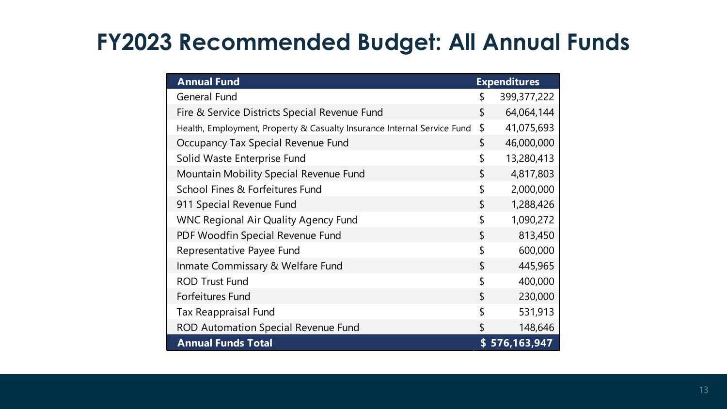# FY2023 Recommended Budget: All Annual Funds

| Annual Fund | Expenditures |
| --- | --- |
| General Fund | $ 399,377,222 |
| Fire & Service Districts Special Revenue Fund | $ 64,064,144 |
| Health, Employment, Property & Casualty Insurance Internal Service Fund | $ 41,075,693 |
| Occupancy Tax Special Revenue Fund | $ 46,000,000 |
| Solid Waste Enterprise Fund | $ 13,280,413 |
| Mountain Mobility Special Revenue Fund | $ 4,817,803 |
| School Fines & Forfeitures Fund | $ 2,000,000 |
| 911 Special Revenue Fund | $ 1,288,426 |
| WNC Regional Air Quality Agency Fund | $ 1,090,272 |
| PDF Woodfin Special Revenue Fund | $ 813,450 |
| Representative Payee Fund | $ 600,000 |
| Inmate Commissary & Welfare Fund | $ 445,965 |
| ROD Trust Fund | $ 400,000 |
| Forfeitures Fund | $ 230,000 |
| Tax Reappraisal Fund | $ 531,913 |
| ROD Automation Special Revenue Fund | $ 148,646 |
| **Annual Funds Total** | **$ 576,163,947** |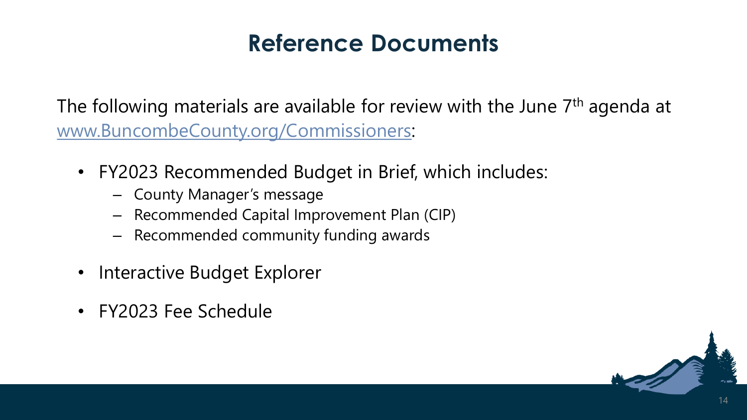# Reference Documents

The following materials are available for review with the June 7th agenda at [www.BuncombeCounty.org/Commissioners](http://www.BuncombeCounty.org/Commissioners):

- FY2023 Recommended Budget in Brief, which includes:
  - County Manager's message
  - Recommended Capital Improvement Plan (CIP)
  - Recommended community funding awards
- Interactive Budget Explorer
- FY2023 Fee Schedule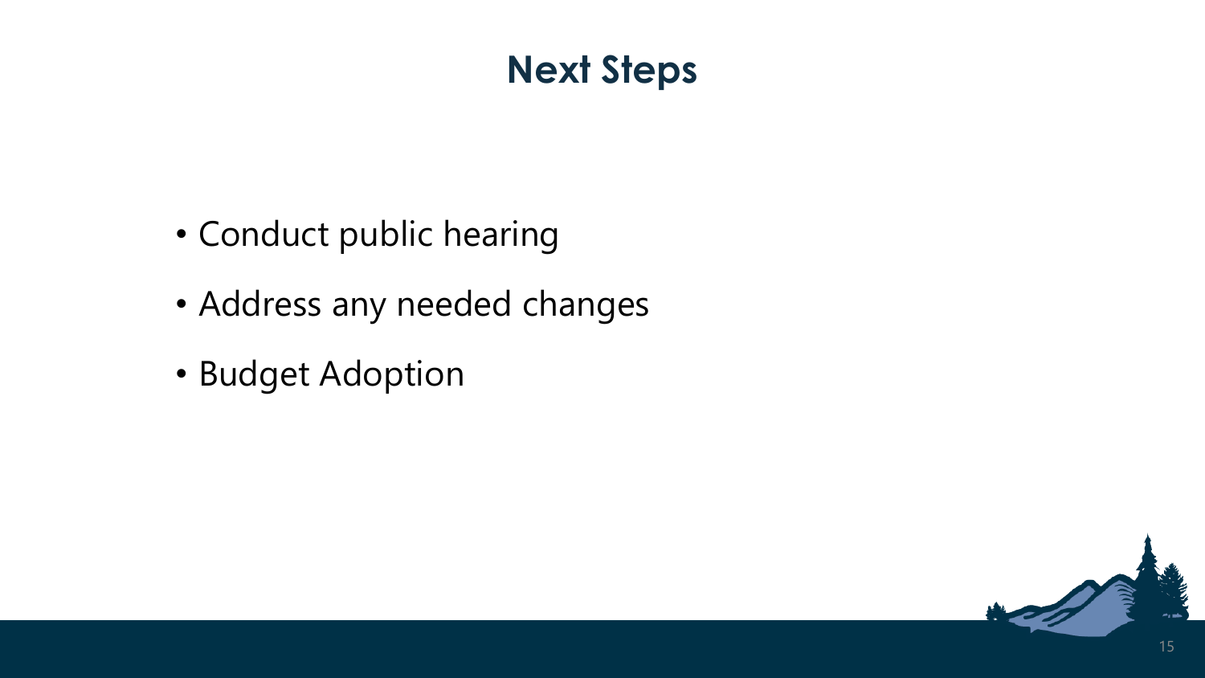# Next Steps

- Conduct public hearing
- Address any needed changes
- Budget Adoption